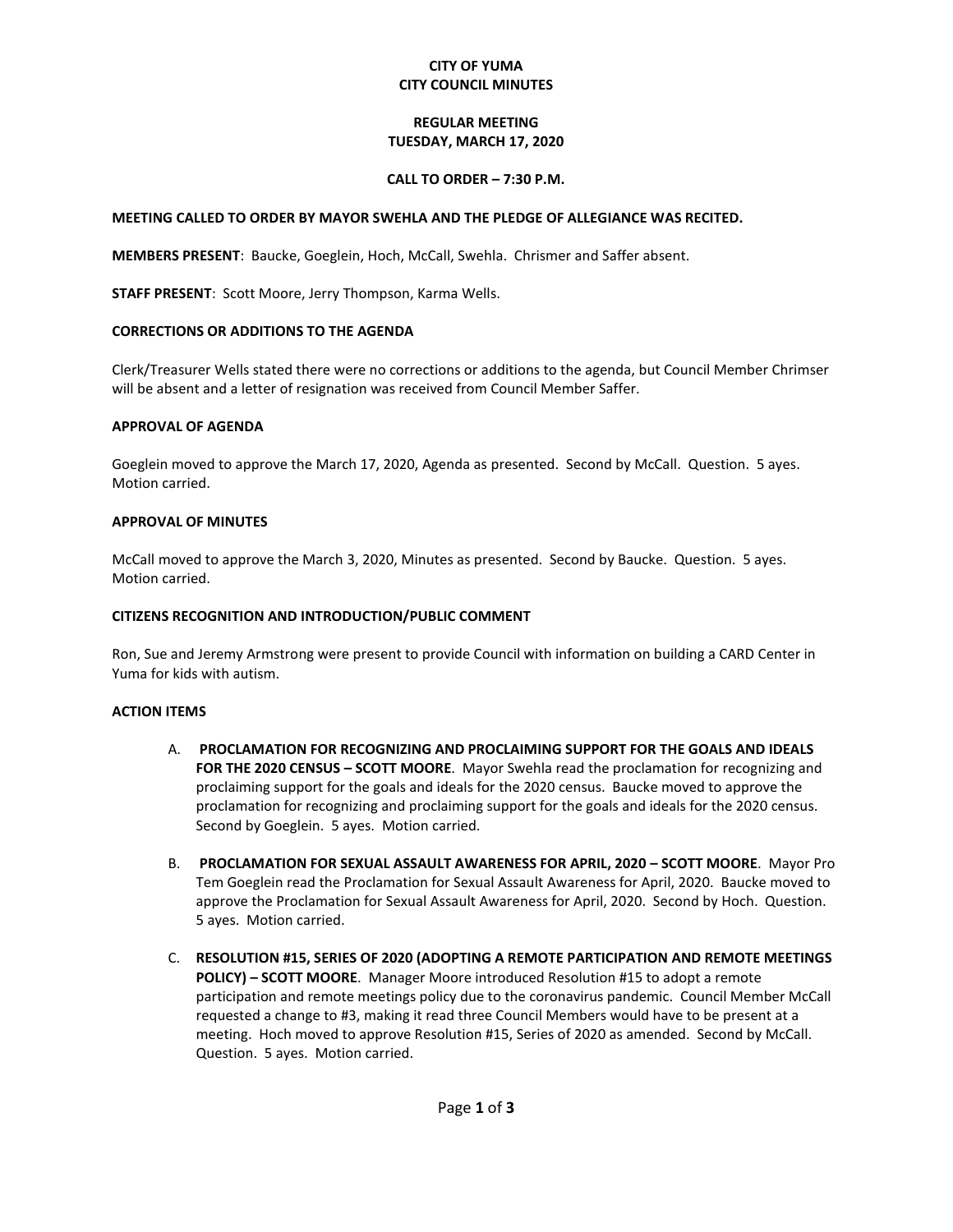**CITY OF YUMA**
**CITY COUNCIL MINUTES**

**REGULAR MEETING**
**TUESDAY, MARCH 17, 2020**

**CALL TO ORDER – 7:30 P.M.**

**MEETING CALLED TO ORDER BY MAYOR SWEHLA AND THE PLEDGE OF ALLEGIANCE WAS RECITED.**

**MEMBERS PRESENT**: Baucke, Goeglein, Hoch, McCall, Swehla. Chrismer and Saffer absent.

**STAFF PRESENT**: Scott Moore, Jerry Thompson, Karma Wells.

**CORRECTIONS OR ADDITIONS TO THE AGENDA**

Clerk/Treasurer Wells stated there were no corrections or additions to the agenda, but Council Member Chrimser will be absent and a letter of resignation was received from Council Member Saffer.

**APPROVAL OF AGENDA**

Goeglein moved to approve the March 17, 2020, Agenda as presented. Second by McCall. Question. 5 ayes. Motion carried.

**APPROVAL OF MINUTES**

McCall moved to approve the March 3, 2020, Minutes as presented. Second by Baucke. Question. 5 ayes. Motion carried.

**CITIZENS RECOGNITION AND INTRODUCTION/PUBLIC COMMENT**

Ron, Sue and Jeremy Armstrong were present to provide Council with information on building a CARD Center in Yuma for kids with autism.

**ACTION ITEMS**

A. **PROCLAMATION FOR RECOGNIZING AND PROCLAIMING SUPPORT FOR THE GOALS AND IDEALS FOR THE 2020 CENSUS – SCOTT MOORE**. Mayor Swehla read the proclamation for recognizing and proclaiming support for the goals and ideals for the 2020 census. Baucke moved to approve the proclamation for recognizing and proclaiming support for the goals and ideals for the 2020 census. Second by Goeglein. 5 ayes. Motion carried.

B. **PROCLAMATION FOR SEXUAL ASSAULT AWARENESS FOR APRIL, 2020 – SCOTT MOORE**. Mayor Pro Tem Goeglein read the Proclamation for Sexual Assault Awareness for April, 2020. Baucke moved to approve the Proclamation for Sexual Assault Awareness for April, 2020. Second by Hoch. Question. 5 ayes. Motion carried.

C. **RESOLUTION #15, SERIES OF 2020 (ADOPTING A REMOTE PARTICIPATION AND REMOTE MEETINGS POLICY) – SCOTT MOORE**. Manager Moore introduced Resolution #15 to adopt a remote participation and remote meetings policy due to the coronavirus pandemic. Council Member McCall requested a change to #3, making it read three Council Members would have to be present at a meeting. Hoch moved to approve Resolution #15, Series of 2020 as amended. Second by McCall. Question. 5 ayes. Motion carried.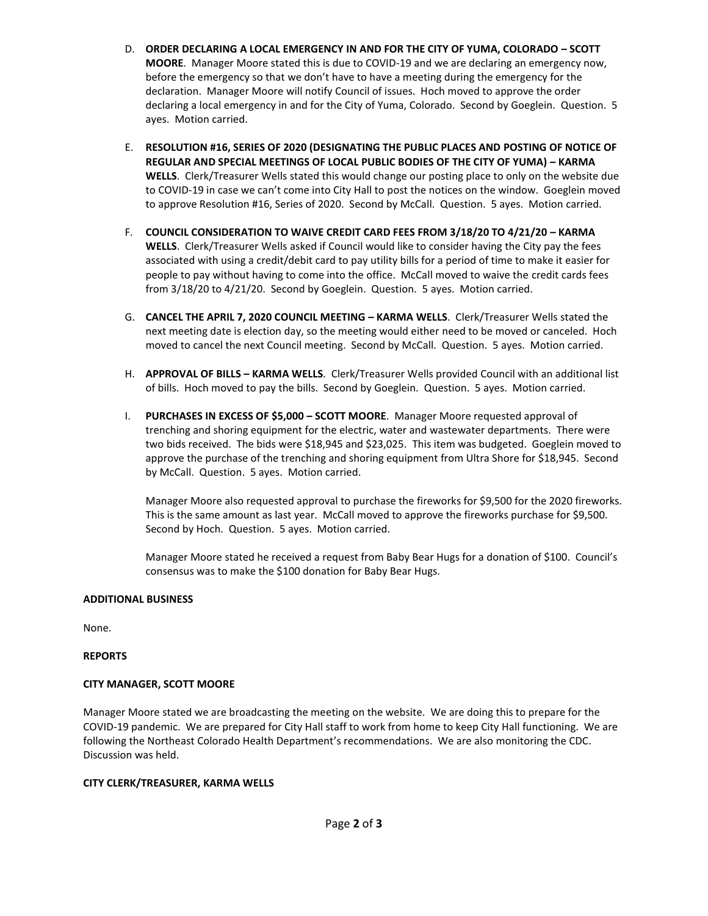D. **ORDER DECLARING A LOCAL EMERGENCY IN AND FOR THE CITY OF YUMA, COLORADO – SCOTT MOORE**. Manager Moore stated this is due to COVID-19 and we are declaring an emergency now, before the emergency so that we don't have to have a meeting during the emergency for the declaration. Manager Moore will notify Council of issues. Hoch moved to approve the order declaring a local emergency in and for the City of Yuma, Colorado. Second by Goeglein. Question. 5 ayes. Motion carried.

E. **RESOLUTION #16, SERIES OF 2020 (DESIGNATING THE PUBLIC PLACES AND POSTING OF NOTICE OF REGULAR AND SPECIAL MEETINGS OF LOCAL PUBLIC BODIES OF THE CITY OF YUMA) – KARMA WELLS**. Clerk/Treasurer Wells stated this would change our posting place to only on the website due to COVID-19 in case we can't come into City Hall to post the notices on the window. Goeglein moved to approve Resolution #16, Series of 2020. Second by McCall. Question. 5 ayes. Motion carried.

F. **COUNCIL CONSIDERATION TO WAIVE CREDIT CARD FEES FROM 3/18/20 TO 4/21/20 – KARMA WELLS**. Clerk/Treasurer Wells asked if Council would like to consider having the City pay the fees associated with using a credit/debit card to pay utility bills for a period of time to make it easier for people to pay without having to come into the office. McCall moved to waive the credit cards fees from 3/18/20 to 4/21/20. Second by Goeglein. Question. 5 ayes. Motion carried.

G. **CANCEL THE APRIL 7, 2020 COUNCIL MEETING – KARMA WELLS**. Clerk/Treasurer Wells stated the next meeting date is election day, so the meeting would either need to be moved or canceled. Hoch moved to cancel the next Council meeting. Second by McCall. Question. 5 ayes. Motion carried.

H. **APPROVAL OF BILLS – KARMA WELLS**. Clerk/Treasurer Wells provided Council with an additional list of bills. Hoch moved to pay the bills. Second by Goeglein. Question. 5 ayes. Motion carried.

I. **PURCHASES IN EXCESS OF $5,000 – SCOTT MOORE**. Manager Moore requested approval of trenching and shoring equipment for the electric, water and wastewater departments. There were two bids received. The bids were $18,945 and $23,025. This item was budgeted. Goeglein moved to approve the purchase of the trenching and shoring equipment from Ultra Shore for $18,945. Second by McCall. Question. 5 ayes. Motion carried.

   Manager Moore also requested approval to purchase the fireworks for $9,500 for the 2020 fireworks. This is the same amount as last year. McCall moved to approve the fireworks purchase for $9,500. Second by Hoch. Question. 5 ayes. Motion carried.

   Manager Moore stated he received a request from Baby Bear Hugs for a donation of $100. Council's consensus was to make the $100 donation for Baby Bear Hugs.

**ADDITIONAL BUSINESS**

None.

**REPORTS**

**CITY MANAGER, SCOTT MOORE**

Manager Moore stated we are broadcasting the meeting on the website. We are doing this to prepare for the COVID-19 pandemic. We are prepared for City Hall staff to work from home to keep City Hall functioning. We are following the Northeast Colorado Health Department's recommendations. We are also monitoring the CDC. Discussion was held.

**CITY CLERK/TREASURER, KARMA WELLS**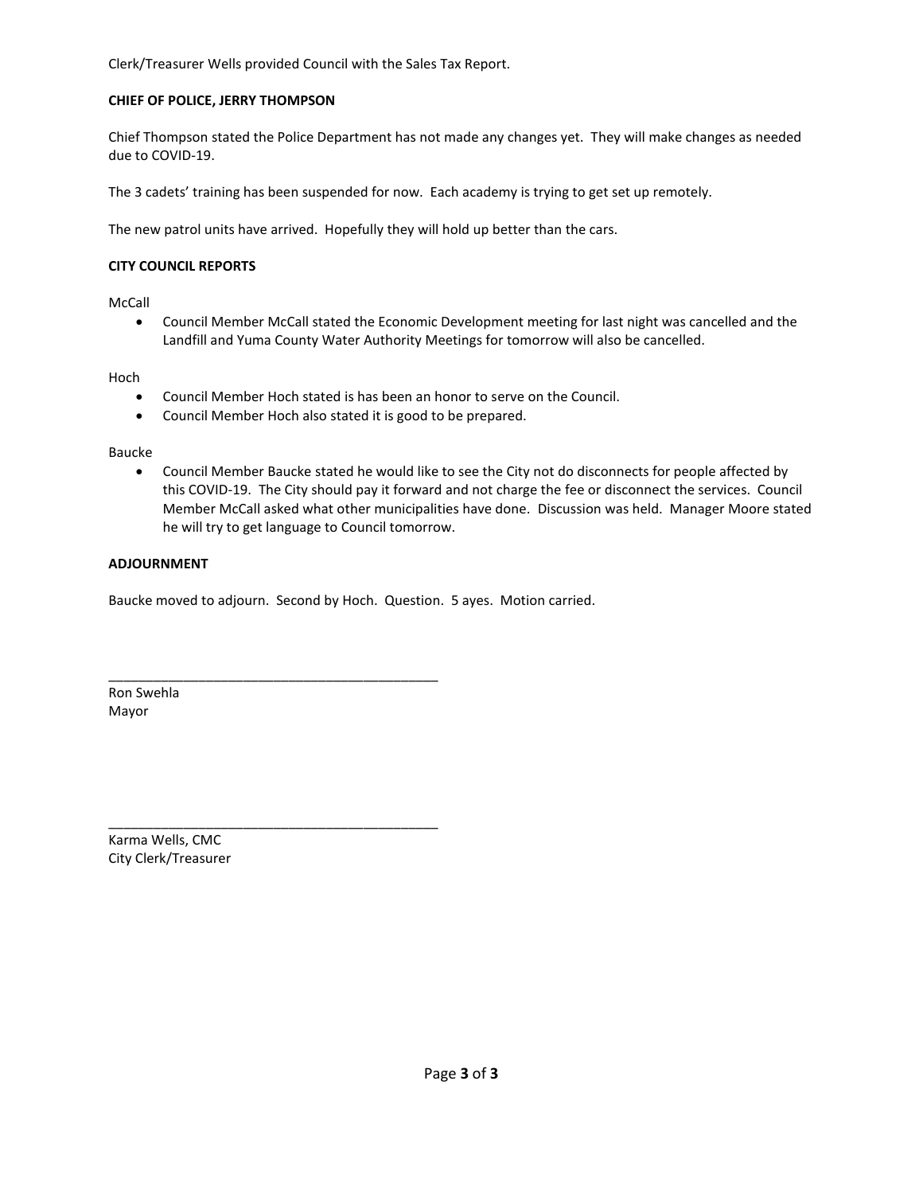Clerk/Treasurer Wells provided Council with the Sales Tax Report.

**CHIEF OF POLICE, JERRY THOMPSON**

Chief Thompson stated the Police Department has not made any changes yet. They will make changes as needed due to COVID-19.

The 3 cadets' training has been suspended for now. Each academy is trying to get set up remotely.

The new patrol units have arrived. Hopefully they will hold up better than the cars.

**CITY COUNCIL REPORTS**

McCall

- Council Member McCall stated the Economic Development meeting for last night was cancelled and the Landfill and Yuma County Water Authority Meetings for tomorrow will also be cancelled.

Hoch

- Council Member Hoch stated is has been an honor to serve on the Council.
- Council Member Hoch also stated it is good to be prepared.

Baucke

- Council Member Baucke stated he would like to see the City not do disconnects for people affected by this COVID-19. The City should pay it forward and not charge the fee or disconnect the services. Council Member McCall asked what other municipalities have done. Discussion was held. Manager Moore stated he will try to get language to Council tomorrow.

**ADJOURNMENT**

Baucke moved to adjourn. Second by Hoch. Question. 5 ayes. Motion carried.

\_\_\_\_\_\_\_\_\_\_\_\_\_\_\_\_\_\_\_\_\_\_\_\_\_\_\_\_\_\_\_\_\_\_\_\_\_\_\_\_\_\_\_\_

Ron Swehla
Mayor

\_\_\_\_\_\_\_\_\_\_\_\_\_\_\_\_\_\_\_\_\_\_\_\_\_\_\_\_\_\_\_\_\_\_\_\_\_\_\_\_\_\_\_\_

Karma Wells, CMC
City Clerk/Treasurer